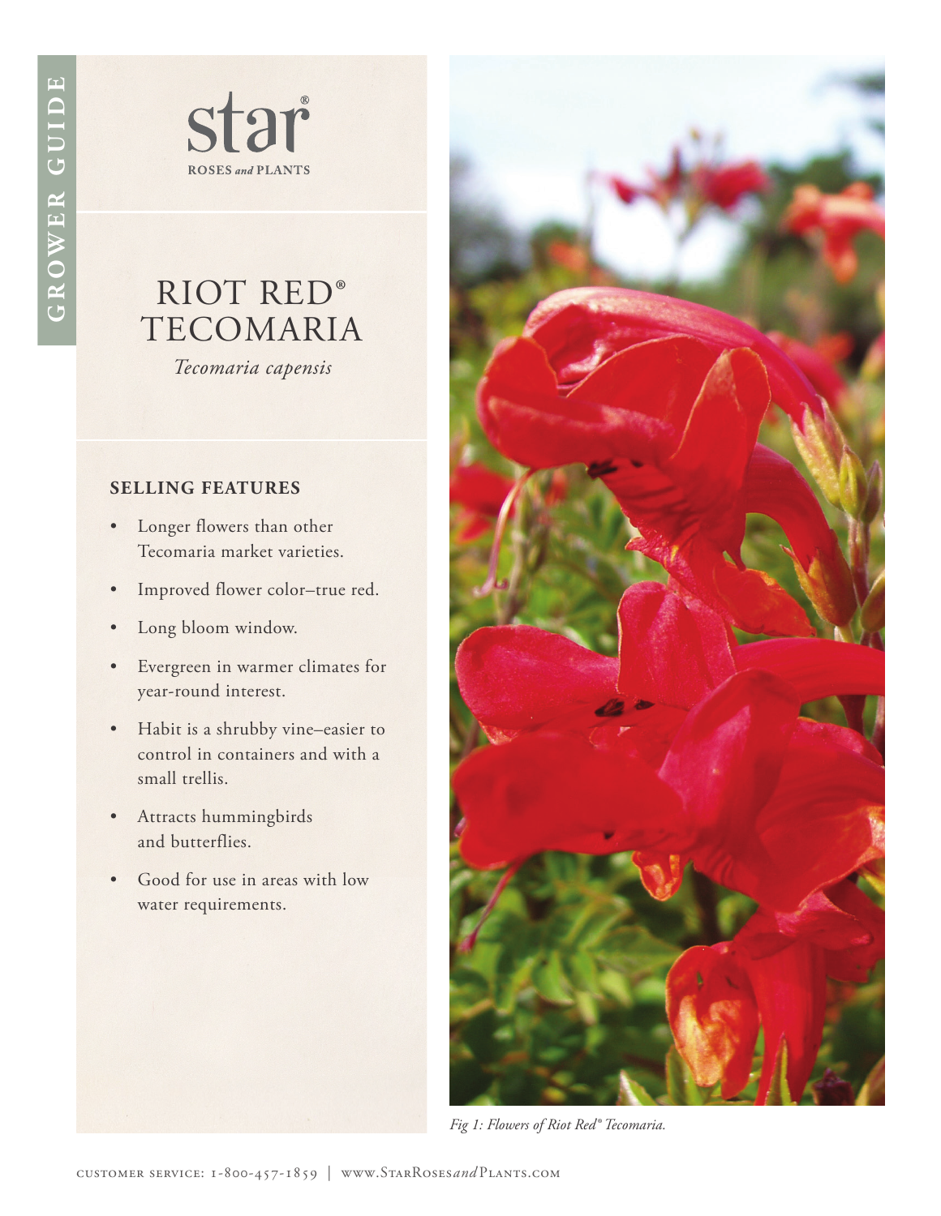GROWER GUIDE

star®
ROSES *and* PLANTS

# RIOT RED® TECOMARIA

*Tecomaria capensis*

## SELLING FEATURES

- Longer flowers than other Tecomaria market varieties.
- Improved flower color–true red.
- Long bloom window.
- Evergreen in warmer climates for year-round interest.
- Habit is a shrubby vine–easier to control in containers and with a small trellis.
- Attracts hummingbirds and butterflies.
- Good for use in areas with low water requirements.

*Fig 1: Flowers of Riot Red® Tecomaria.*

CUSTOMER SERVICE: 1-800-457-1859 | WWW.STARROSESANDPLANTS.COM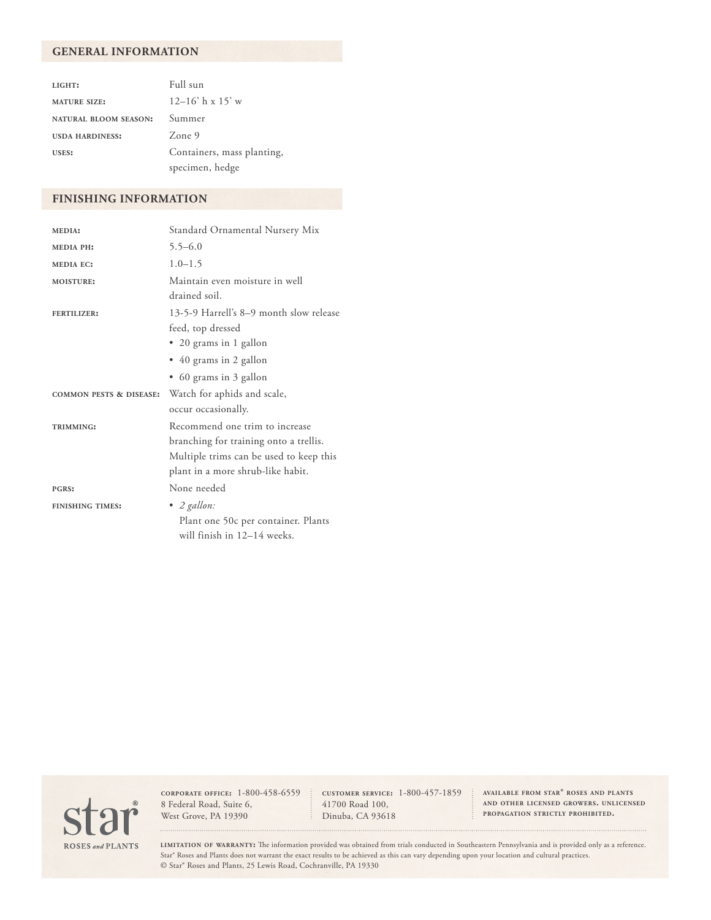## GENERAL INFORMATION

| | |
|---|---|
| LIGHT: | Full sun |
| MATURE SIZE: | 12–16' h x 15' w |
| NATURAL BLOOM SEASON: | Summer |
| USDA HARDINESS: | Zone 9 |
| USES: | Containers, mass planting, specimen, hedge |

## FINISHING INFORMATION

| | |
|---|---|
| MEDIA: | Standard Ornamental Nursery Mix |
| MEDIA PH: | 5.5–6.0 |
| MEDIA EC: | 1.0–1.5 |
| MOISTURE: | Maintain even moisture in well drained soil. |
| FERTILIZER: | 13-5-9 Harrell's 8–9 month slow release feed, top dressed<br>• 20 grams in 1 gallon<br>• 40 grams in 2 gallon<br>• 60 grams in 3 gallon |
| COMMON PESTS & DISEASE: | Watch for aphids and scale, occur occasionally. |
| TRIMMING: | Recommend one trim to increase branching for training onto a trellis. Multiple trims can be used to keep this plant in a more shrub-like habit. |
| PGRS: | None needed |
| FINISHING TIMES: | • *2 gallon:* Plant one 50c per container. Plants will finish in 12–14 weeks. |

star® ROSES and PLANTS

**CORPORATE OFFICE:** 1-800-458-6559
8 Federal Road, Suite 6,
West Grove, PA 19390

**CUSTOMER SERVICE:** 1-800-457-1859
41700 Road 100,
Dinuba, CA 93618

AVAILABLE FROM STAR® ROSES AND PLANTS AND OTHER LICENSED GROWERS. UNLICENSED PROPAGATION STRICTLY PROHIBITED.

**LIMITATION OF WARRANTY:** The information provided was obtained from trials conducted in Southeastern Pennsylvania and is provided only as a reference. Star® Roses and Plants does not warrant the exact results to be achieved as this can vary depending upon your location and cultural practices.
© Star® Roses and Plants, 25 Lewis Road, Cochranville, PA 19330